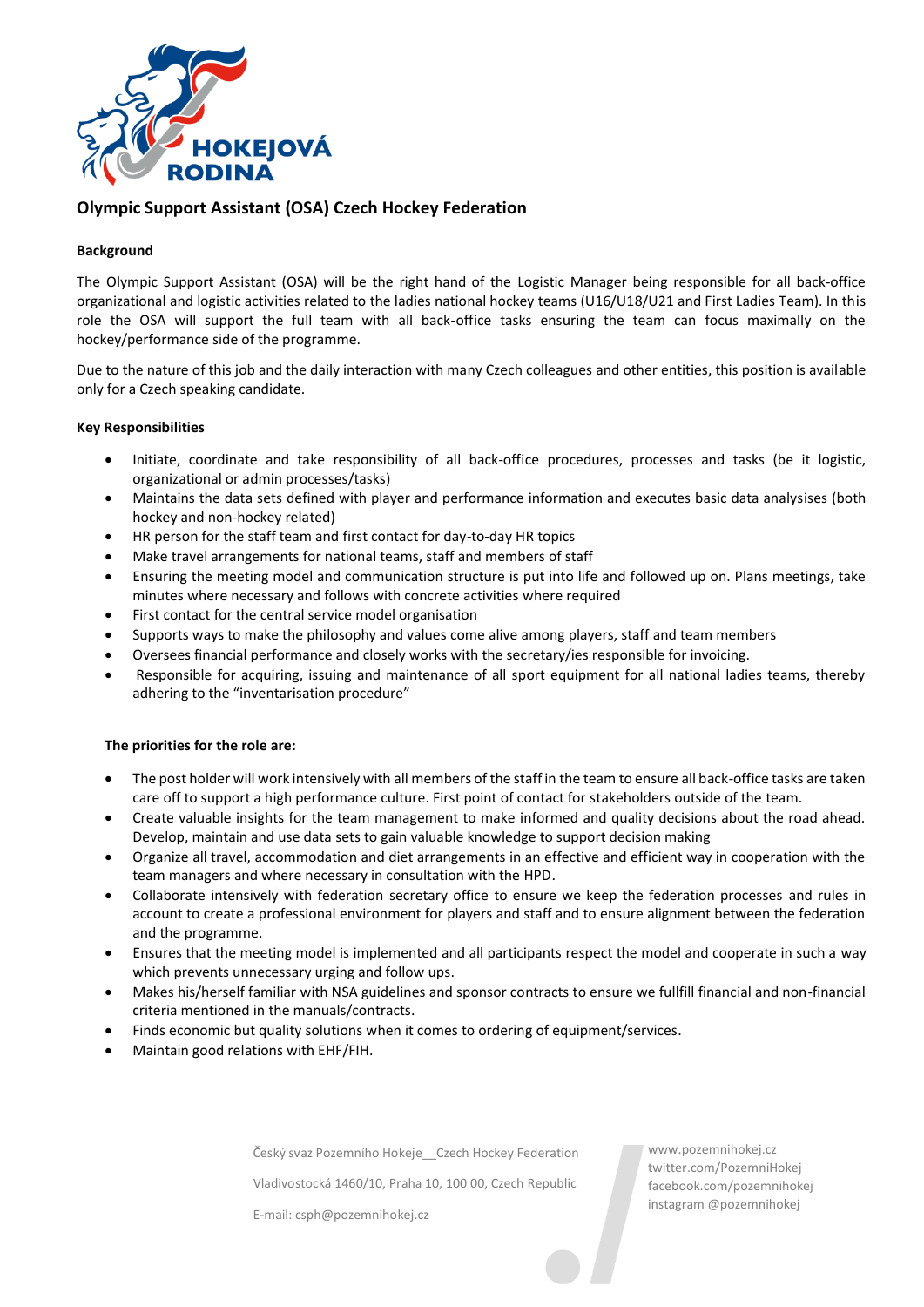HOKEJOVÁ RODINA

# Olympic Support Assistant (OSA) Czech Hockey Federation

**Background**

The Olympic Support Assistant (OSA) will be the right hand of the Logistic Manager being responsible for all back-office organizational and logistic activities related to the ladies national hockey teams (U16/U18/U21 and First Ladies Team). In this role the OSA will support the full team with all back-office tasks ensuring the team can focus maximally on the hockey/performance side of the programme.

Due to the nature of this job and the daily interaction with many Czech colleagues and other entities, this position is available only for a Czech speaking candidate.

**Key Responsibilities**

- Initiate, coordinate and take responsibility of all back-office procedures, processes and tasks (be it logistic, organizational or admin processes/tasks)
- Maintains the data sets defined with player and performance information and executes basic data analyses (both hockey and non-hockey related)
- HR person for the staff team and first contact for day-to-day HR topics
- Make travel arrangements for national teams, staff and members of staff
- Ensuring the meeting model and communication structure is put into life and followed up on. Plans meetings, take minutes where necessary and follows with concrete activities where required
- First contact for the central service model organisation
- Supports ways to make the philosophy and values come alive among players, staff and team members
- Oversees financial performance and closely works with the secretary/ies responsible for invoicing.
- Responsible for acquiring, issuing and maintenance of all sport equipment for all national ladies teams, thereby adhering to the "inventarisation procedure"

**The priorities for the role are:**

- The post holder will work intensively with all members of the staff in the team to ensure all back-office tasks are taken care off to support a high performance culture. First point of contact for stakeholders outside of the team.
- Create valuable insights for the team management to make informed and quality decisions about the road ahead. Develop, maintain and use data sets to gain valuable knowledge to support decision making
- Organize all travel, accommodation and diet arrangements in an effective and efficient way in cooperation with the team managers and where necessary in consultation with the HPD.
- Collaborate intensively with federation secretary office to ensure we keep the federation processes and rules in account to create a professional environment for players and staff and to ensure alignment between the federation and the programme.
- Ensures that the meeting model is implemented and all participants respect the model and cooperate in such a way which prevents unnecessary urging and follow ups.
- Makes his/herself familiar with NSA guidelines and sponsor contracts to ensure we fullfill financial and non-financial criteria mentioned in the manuals/contracts.
- Finds economic but quality solutions when it comes to ordering of equipment/services.
- Maintain good relations with EHF/FIH.

Český svaz Pozemního Hokeje__Czech Hockey Federation
Vladivostocká 1460/10, Praha 10, 100 00, Czech Republic
E-mail: csph@pozemnihokej.cz

www.pozemnihokej.cz
twitter.com/PozemniHokej
facebook.com/pozemnihokej
instagram @pozemnihokej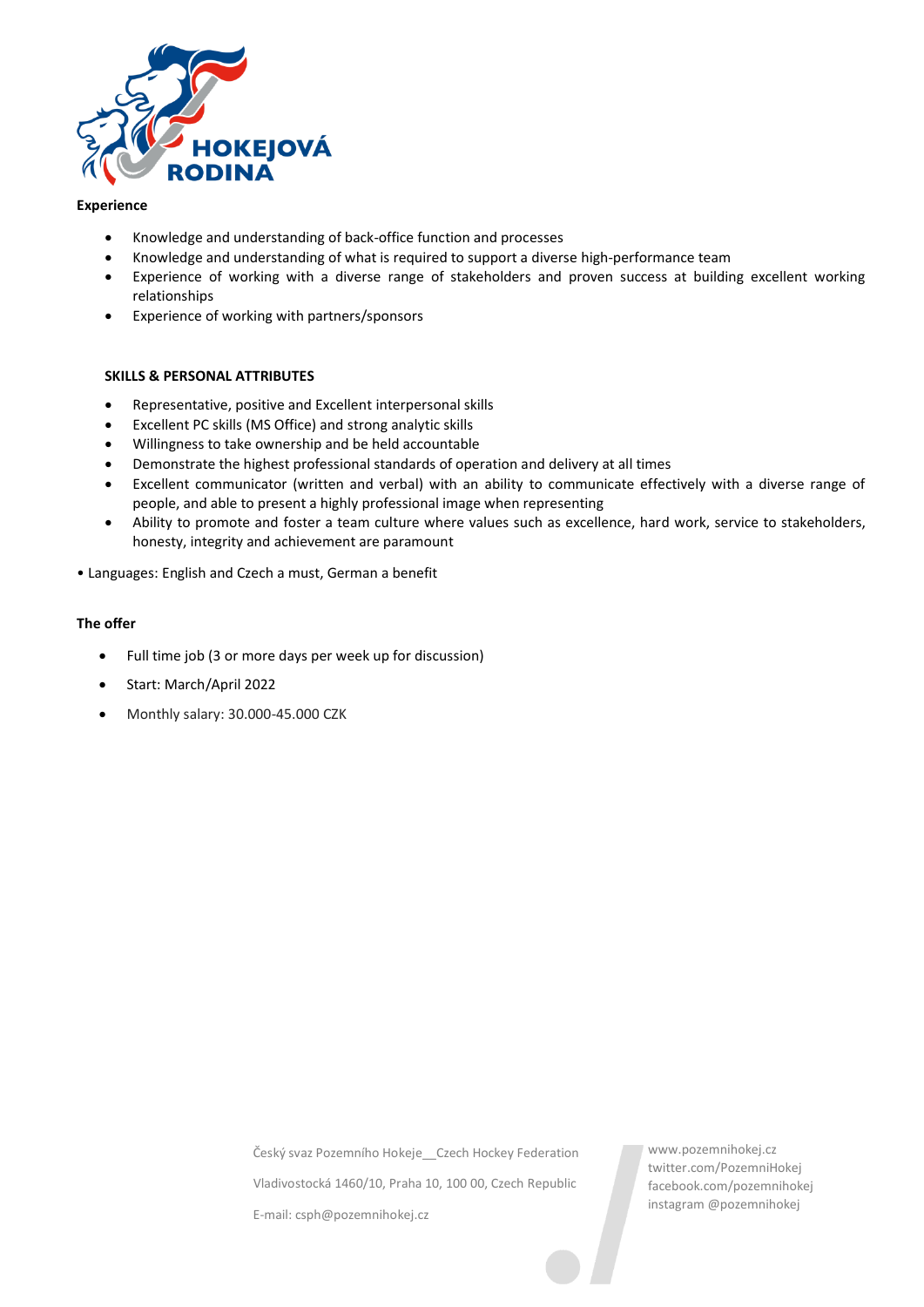**Experience**

- Knowledge and understanding of back-office function and processes
- Knowledge and understanding of what is required to support a diverse high-performance team
- Experience of working with a diverse range of stakeholders and proven success at building excellent working relationships
- Experience of working with partners/sponsors

**SKILLS & PERSONAL ATTRIBUTES**

- Representative, positive and Excellent interpersonal skills
- Excellent PC skills (MS Office) and strong analytic skills
- Willingness to take ownership and be held accountable
- Demonstrate the highest professional standards of operation and delivery at all times
- Excellent communicator (written and verbal) with an ability to communicate effectively with a diverse range of people, and able to present a highly professional image when representing
- Ability to promote and foster a team culture where values such as excellence, hard work, service to stakeholders, honesty, integrity and achievement are paramount

• Languages: English and Czech a must, German a benefit

**The offer**

- Full time job (3 or more days per week up for discussion)
- Start: March/April 2022
- Monthly salary: 30.000-45.000 CZK

Český svaz Pozemního Hokeje__Czech Hockey Federation

Vladivostocká 1460/10, Praha 10, 100 00, Czech Republic

E-mail: csph@pozemnihokej.cz

www.pozemnihokej.cz
twitter.com/PozemniHokej
facebook.com/pozemnihokej
instagram @pozemnihokej